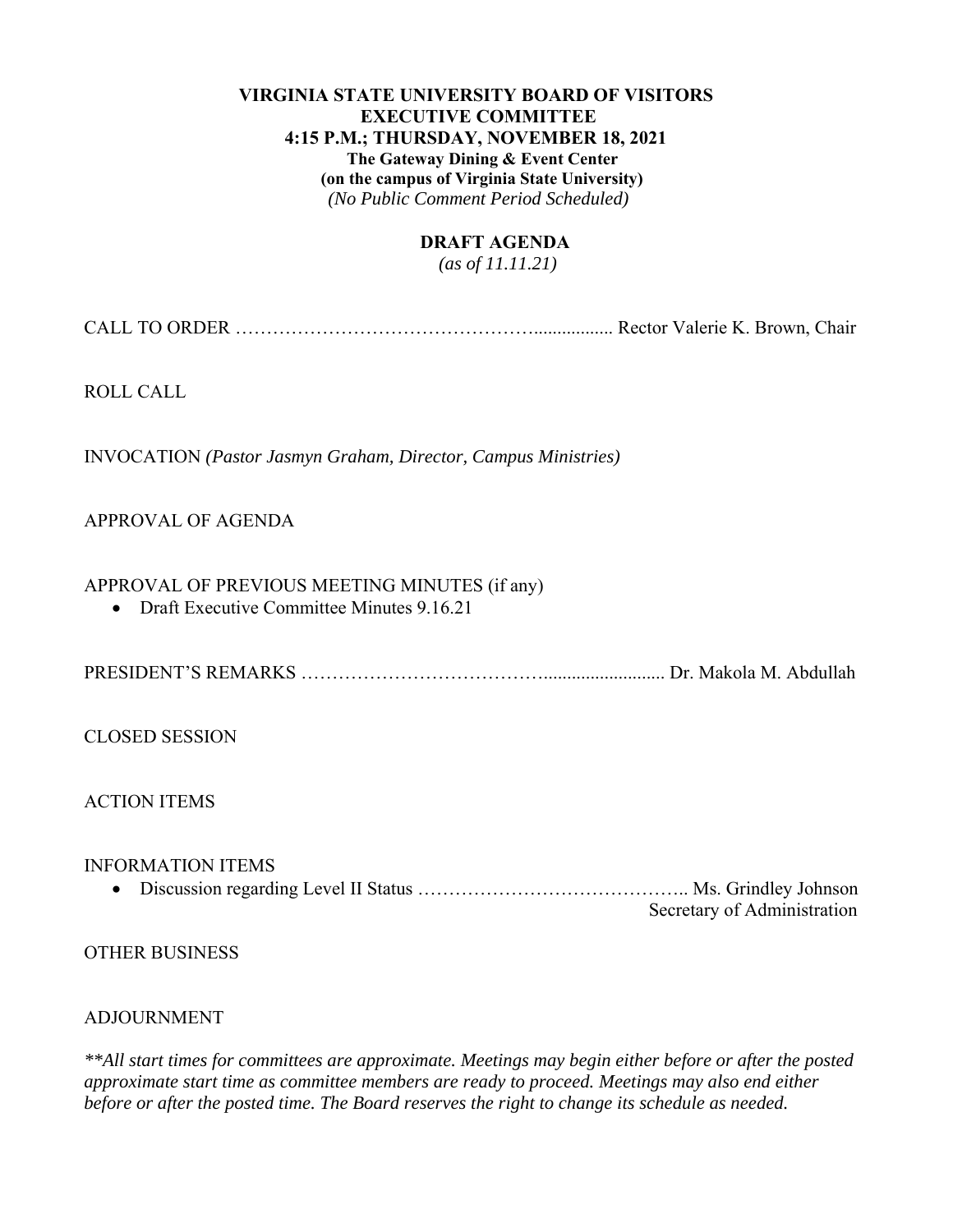**VIRGINIA STATE UNIVERSITY BOARD OF VISITORS**
**EXECUTIVE COMMITTEE**
**4:15 P.M.; THURSDAY, NOVEMBER 18, 2021**
**The Gateway Dining & Event Center**
**(on the campus of Virginia State University)**
*(No Public Comment Period Scheduled)*

**DRAFT AGENDA**
*(as of 11.11.21)*

CALL TO ORDER ……………………………………….................. Rector Valerie K. Brown, Chair

ROLL CALL

INVOCATION *(Pastor Jasmyn Graham, Director, Campus Ministries)*

APPROVAL OF AGENDA

APPROVAL OF PREVIOUS MEETING MINUTES (if any)

- Draft Executive Committee Minutes 9.16.21

PRESIDENT'S REMARKS ………………………………….......................... Dr. Makola M. Abdullah

CLOSED SESSION

ACTION ITEMS

INFORMATION ITEMS

- Discussion regarding Level II Status …………………………………….. Ms. Grindley Johnson, Secretary of Administration

OTHER BUSINESS

ADJOURNMENT

*\*\*All start times for committees are approximate. Meetings may begin either before or after the posted approximate start time as committee members are ready to proceed. Meetings may also end either before or after the posted time. The Board reserves the right to change its schedule as needed.*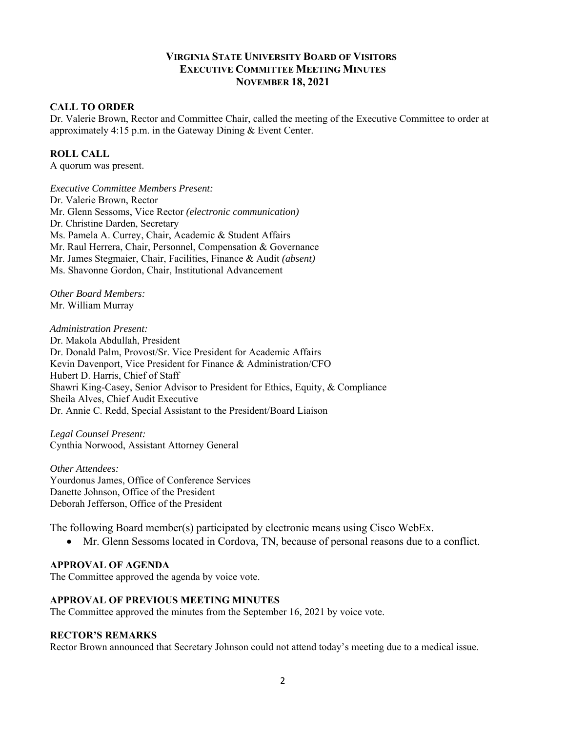# VIRGINIA STATE UNIVERSITY BOARD OF VISITORS
## EXECUTIVE COMMITTEE MEETING MINUTES
### NOVEMBER 18, 2021

**CALL TO ORDER**

Dr. Valerie Brown, Rector and Committee Chair, called the meeting of the Executive Committee to order at approximately 4:15 p.m. in the Gateway Dining & Event Center.

**ROLL CALL**

A quorum was present.

*Executive Committee Members Present:*

Dr. Valerie Brown, Rector
Mr. Glenn Sessoms, Vice Rector *(electronic communication)*
Dr. Christine Darden, Secretary
Ms. Pamela A. Currey, Chair, Academic & Student Affairs
Mr. Raul Herrera, Chair, Personnel, Compensation & Governance
Mr. James Stegmaier, Chair, Facilities, Finance & Audit *(absent)*
Ms. Shavonne Gordon, Chair, Institutional Advancement

*Other Board Members:*

Mr. William Murray

*Administration Present:*

Dr. Makola Abdullah, President
Dr. Donald Palm, Provost/Sr. Vice President for Academic Affairs
Kevin Davenport, Vice President for Finance & Administration/CFO
Hubert D. Harris, Chief of Staff
Shawri King-Casey, Senior Advisor to President for Ethics, Equity, & Compliance
Sheila Alves, Chief Audit Executive
Dr. Annie C. Redd, Special Assistant to the President/Board Liaison

*Legal Counsel Present:*

Cynthia Norwood, Assistant Attorney General

*Other Attendees:*

Yourdonus James, Office of Conference Services
Danette Johnson, Office of the President
Deborah Jefferson, Office of the President

The following Board member(s) participated by electronic means using Cisco WebEx.

- Mr. Glenn Sessoms located in Cordova, TN, because of personal reasons due to a conflict.

**APPROVAL OF AGENDA**

The Committee approved the agenda by voice vote.

**APPROVAL OF PREVIOUS MEETING MINUTES**

The Committee approved the minutes from the September 16, 2021 by voice vote.

**RECTOR'S REMARKS**

Rector Brown announced that Secretary Johnson could not attend today's meeting due to a medical issue.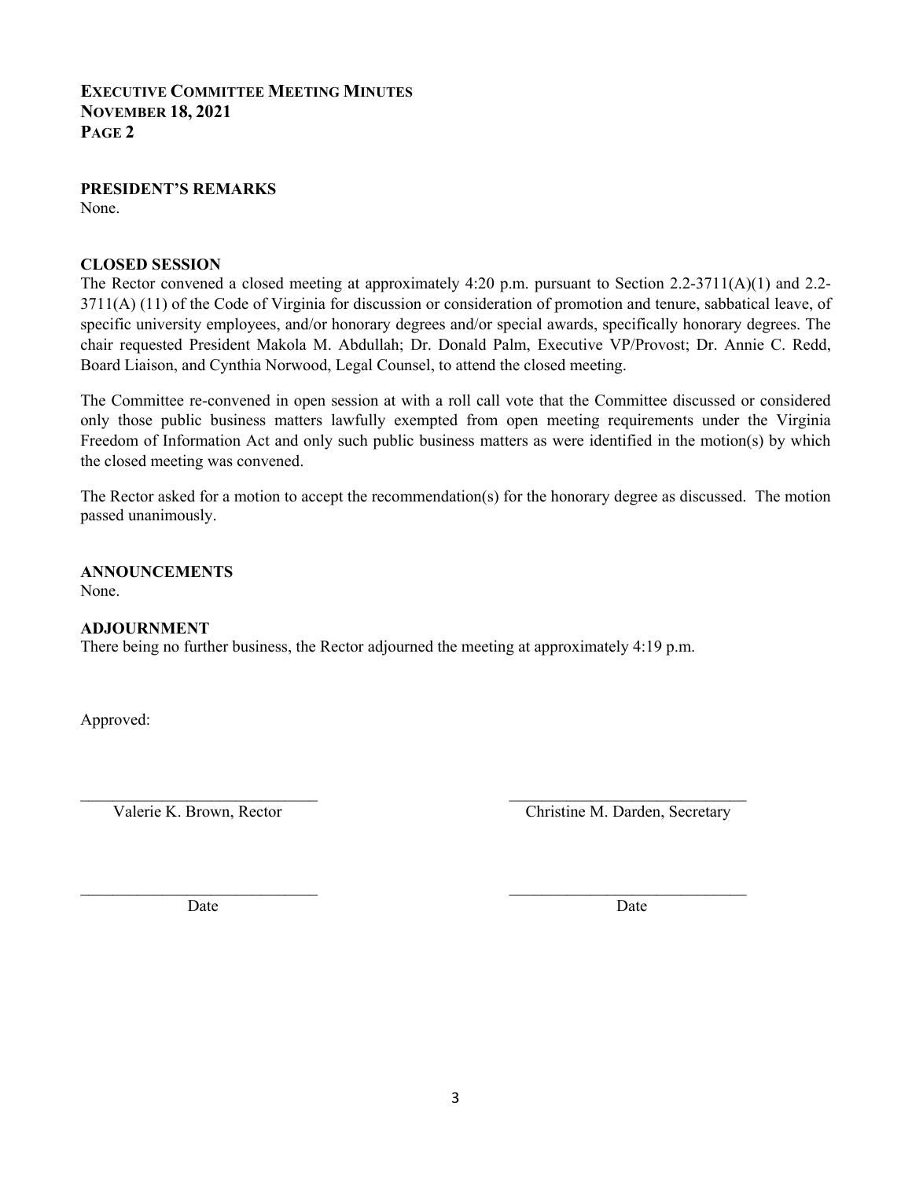**EXECUTIVE COMMITTEE MEETING MINUTES**
**NOVEMBER 18, 2021**
**PAGE 2**

**PRESIDENT'S REMARKS**
None.

**CLOSED SESSION**
The Rector convened a closed meeting at approximately 4:20 p.m. pursuant to Section 2.2-3711(A)(1) and 2.2-3711(A) (11) of the Code of Virginia for discussion or consideration of promotion and tenure, sabbatical leave, of specific university employees, and/or honorary degrees and/or special awards, specifically honorary degrees. The chair requested President Makola M. Abdullah; Dr. Donald Palm, Executive VP/Provost; Dr. Annie C. Redd, Board Liaison, and Cynthia Norwood, Legal Counsel, to attend the closed meeting.

The Committee re-convened in open session at with a roll call vote that the Committee discussed or considered only those public business matters lawfully exempted from open meeting requirements under the Virginia Freedom of Information Act and only such public business matters as were identified in the motion(s) by which the closed meeting was convened.

The Rector asked for a motion to accept the recommendation(s) for the honorary degree as discussed. The motion passed unanimously.

**ANNOUNCEMENTS**
None.

**ADJOURNMENT**
There being no further business, the Rector adjourned the meeting at approximately 4:19 p.m.

Approved:

______________________________
Valerie K. Brown, Rector

______________________________
Christine M. Darden, Secretary

______________________________
Date

______________________________
Date